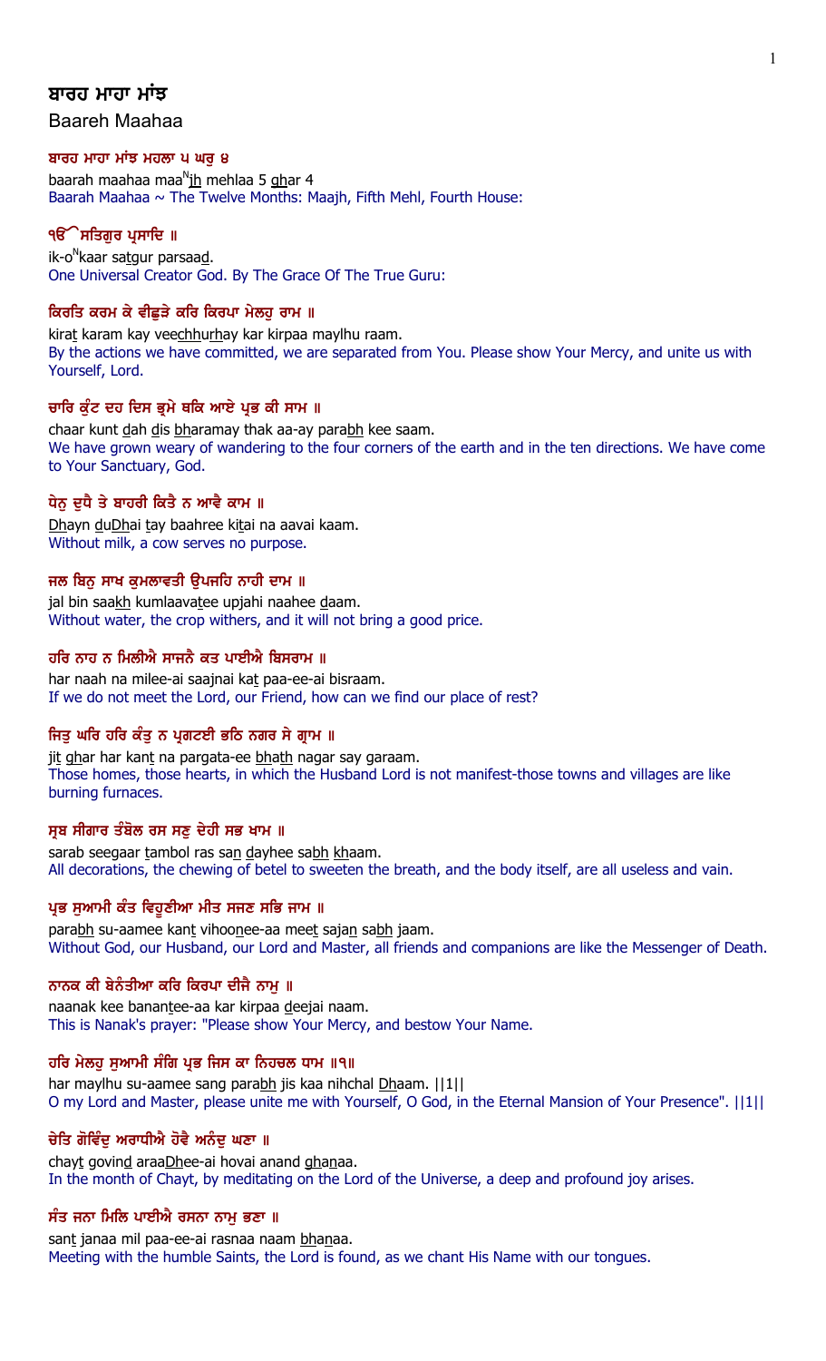# ਬਾਰਹ ਮਾਹਾ ਮਾਂਝ

Baareh Maahaa

### ਬਾਰਹ ਮਾਹਾ ਮਾਂਝ ਮਹਲਾ ੫ ਘਰੁ ੪

baarah maahaa maa^Njh mehlaa 5 ghar 4
Baarah Maahaa ~ The Twelve Months: Maajh, Fifth Mehl, Fourth House:

### ੧ੴ ਸਤਿਗੁਰ ਪ੍ਰਸਾਦਿ ॥

ik-o^Nkaar satgur parsaad.
One Universal Creator God. By The Grace Of The True Guru:

### ਕਿਰਤਿ ਕਰਮ ਕੇ ਵੀਛੁੜੇ ਕਰਿ ਕਿਰਪਾ ਮੇਲਹੁ ਰਾਮ ॥

kirat karam kay veechhurhay kar kirpaa maylhu raam.
By the actions we have committed, we are separated from You. Please show Your Mercy, and unite us with Yourself, Lord.

### ਚਾਰਿ ਕੁੰਟ ਦਹ ਦਿਸ ਭ੍ਰਮੇ ਥਕਿ ਆਏ ਪ੍ਰਭ ਕੀ ਸਾਮ ॥

chaar kunt dah dis bharamay thak aa-ay parabh kee saam.
We have grown weary of wandering to the four corners of the earth and in the ten directions. We have come to Your Sanctuary, God.

### ਧੇਨੁ ਦੁਧੈ ਤੇ ਬਾਹਰੀ ਕਿਤੈ ਨ ਆਵੈ ਕਾਮ ॥

Dhayn duDhai tay baahree kitai na aavai kaam.
Without milk, a cow serves no purpose.

### ਜਲ ਬਿਨੁ ਸਾਖ ਕੁਮਲਾਵਤੀ ਉਪਜਹਿ ਨਾਹੀ ਦਾਮ ॥

jal bin saakh kumlaavatee upjahi naahee daam.
Without water, the crop withers, and it will not bring a good price.

### ਹਰਿ ਨਾਹ ਨ ਮਿਲੀਐ ਸਾਜਨੈ ਕਤ ਪਾਈਐ ਬਿਸਰਾਮ ॥

har naah na milee-ai saajnai kat paa-ee-ai bisraam.
If we do not meet the Lord, our Friend, how can we find our place of rest?

### ਜਿਤੁ ਘਰਿ ਹਰਿ ਕੰਤੁ ਨ ਪ੍ਰਗਟਈ ਭਠਿ ਨਗਰ ਸੇ ਗ੍ਰਾਮ ॥

jit ghar har kant na pargata-ee bhath nagar say garaam.
Those homes, those hearts, in which the Husband Lord is not manifest-those towns and villages are like burning furnaces.

### ਸ੍ਰਬ ਸੀਗਾਰ ਤੰਬੋਲ ਰਸ ਸਣੁ ਦੇਹੀ ਸਭ ਖਾਮ ॥

sarab seegaar tambol ras san dayhee sabh khaam.
All decorations, the chewing of betel to sweeten the breath, and the body itself, are all useless and vain.

### ਪ੍ਰਭ ਸੁਆਮੀ ਕੰਤ ਵਿਹੂਣੀਆ ਮੀਤ ਸਜਣ ਸਭਿ ਜਾਮ ॥

parabh su-aamee kant vihoonee-aa meet sajan sabh jaam.
Without God, our Husband, our Lord and Master, all friends and companions are like the Messenger of Death.

### ਨਾਨਕ ਕੀ ਬੇਨੰਤੀਆ ਕਰਿ ਕਿਰਪਾ ਦੀਜੈ ਨਾਮੁ ॥

naanak kee banantee-aa kar kirpaa deejai naam.
This is Nanak's prayer: "Please show Your Mercy, and bestow Your Name.

### ਹਰਿ ਮੇਲਹੁ ਸੁਆਮੀ ਸੰਗਿ ਪ੍ਰਭ ਜਿਸ ਕਾ ਨਿਹਚਲ ਧਾਮ ॥੧॥

har maylhu su-aamee sang parabh jis kaa nihchal Dhaam. ||1||
O my Lord and Master, please unite me with Yourself, O God, in the Eternal Mansion of Your Presence". ||1||

### ਚੇਤਿ ਗੋਵਿੰਦੁ ਅਰਾਧੀਐ ਹੋਵੈ ਅਨੰਦੁ ਘਣਾ ॥

chayt govind araaDhee-ai hovai anand ghanaa.
In the month of Chayt, by meditating on the Lord of the Universe, a deep and profound joy arises.

### ਸੰਤ ਜਨਾ ਮਿਲਿ ਪਾਈਐ ਰਸਨਾ ਨਾਮੁ ਭਣਾ ॥

sant janaa mil paa-ee-ai rasnaa naam bhanaa.
Meeting with the humble Saints, the Lord is found, as we chant His Name with our tongues.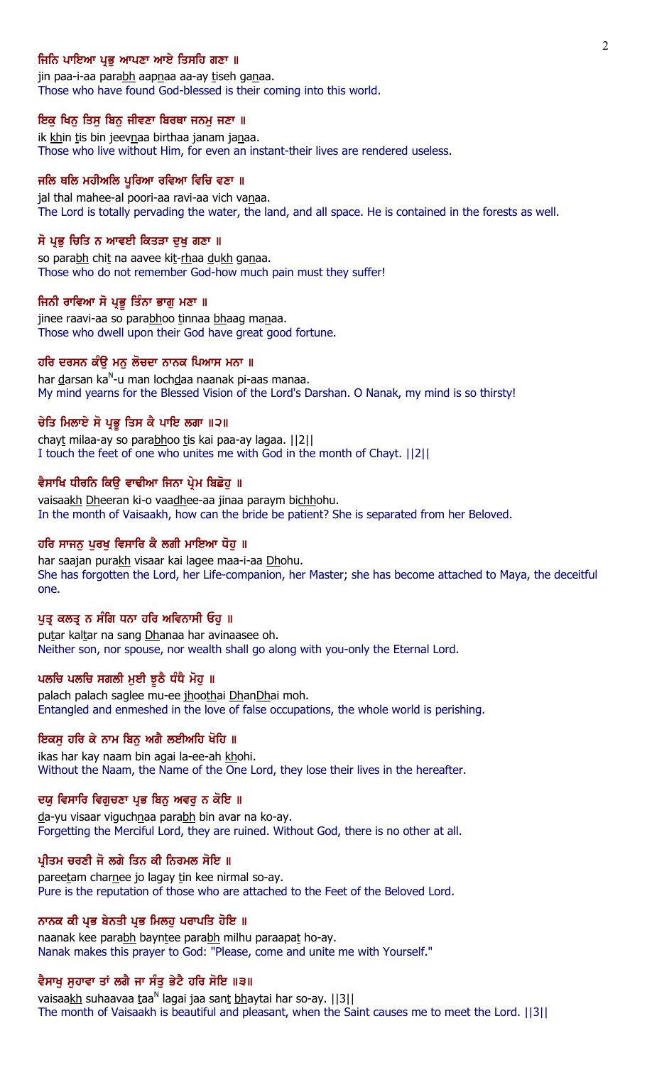**ਜਿਨਿ ਪਾਇਆ ਪ੍ਰਭੁ ਆਪਣਾ ਆਏ ਤਿਸਹਿ ਗਣਾ ॥**

jin paa-i-aa parabh aapnaa aa-ay tiseh ganaa.

Those who have found God-blessed is their coming into this world.

**ਇਕੁ ਖਿਨੁ ਤਿਸੁ ਬਿਨੁ ਜੀਵਣਾ ਬਿਰਥਾ ਜਨਮੁ ਜਣਾ ॥**

ik khin tis bin jeevnaa birthaa janam janaa.

Those who live without Him, for even an instant-their lives are rendered useless.

**ਜਲਿ ਥਲਿ ਮਹੀਅਲਿ ਪੂਰਿਆ ਰਵਿਆ ਵਿਚਿ ਵਣਾ ॥**

jal thal mahee-al poori-aa ravi-aa vich vanaa.

The Lord is totally pervading the water, the land, and all space. He is contained in the forests as well.

**ਸੋ ਪ੍ਰਭੁ ਚਿਤਿ ਨ ਆਵਈ ਕਿਤੜਾ ਦੁਖੁ ਗਣਾ ॥**

so parabh chit na aavee kit-rhaa dukh ganaa.

Those who do not remember God-how much pain must they suffer!

**ਜਿਨੀ ਰਾਵਿਆ ਸੋ ਪ੍ਰਭੂ ਤਿੰਨਾ ਭਾਗੁ ਮਣਾ ॥**

jinee raavi-aa so parabhoo tinnaa bhaag manaa.

Those who dwell upon their God have great good fortune.

**ਹਰਿ ਦਰਸਨ ਕੰਉ ਮਨੁ ਲੋਚਦਾ ਨਾਨਕ ਪਿਆਸ ਮਨਾ ॥**

har darsan kaN-u man lochdaa naanak pi-aas manaa.

My mind yearns for the Blessed Vision of the Lord's Darshan. O Nanak, my mind is so thirsty!

**ਚੇਤਿ ਮਿਲਾਏ ਸੋ ਪ੍ਰਭੂ ਤਿਸ ਕੈ ਪਾਇ ਲਗਾ ॥੨॥**

chayt milaa-ay so parabhoo tis kai paa-ay lagaa. ||2||

I touch the feet of one who unites me with God in the month of Chayt. ||2||

**ਵੈਸਾਖਿ ਧੀਰਨਿ ਕਿਉ ਵਾਢੀਆ ਜਿਨਾ ਪ੍ਰੇਮ ਬਿਛੋਹੁ ॥**

vaisaakh Dheeran ki-o vaadhee-aa jinaa paraym bichhohu.

In the month of Vaisaakh, how can the bride be patient? She is separated from her Beloved.

**ਹਰਿ ਸਾਜਨੁ ਪੁਰਖੁ ਵਿਸਾਰਿ ਕੈ ਲਗੀ ਮਾਇਆ ਧੋਹੁ ॥**

har saajan purakh visaar kai lagee maa-i-aa Dhohu.

She has forgotten the Lord, her Life-companion, her Master; she has become attached to Maya, the deceitful one.

**ਪੁਤ੍ਰ ਕਲਤ੍ਰ ਨ ਸੰਗਿ ਧਨਾ ਹਰਿ ਅਵਿਨਾਸੀ ਓਹੁ ॥**

putar kaltar na sang Dhanaa har avinaasee oh.

Neither son, nor spouse, nor wealth shall go along with you-only the Eternal Lord.

**ਪਲਚਿ ਪਲਚਿ ਸਗਲੀ ਮੁਈ ਝੂਠੈ ਧੰਧੈ ਮੋਹੁ ॥**

palach palach saglee mu-ee jhoothai DhanDhai moh.

Entangled and enmeshed in the love of false occupations, the whole world is perishing.

**ਇਕਸੁ ਹਰਿ ਕੇ ਨਾਮ ਬਿਨੁ ਅਗੈ ਲਈਅਹਿ ਖੋਹਿ ॥**

ikas har kay naam bin agai la-ee-ah khohi.

Without the Naam, the Name of the One Lord, they lose their lives in the hereafter.

**ਦਯੁ ਵਿਸਾਰਿ ਵਿਗੁਚਣਾ ਪ੍ਰਭ ਬਿਨੁ ਅਵਰੁ ਨ ਕੋਇ ॥**

da-yu visaar viguchnaa parabh bin avar na ko-ay.

Forgetting the Merciful Lord, they are ruined. Without God, there is no other at all.

**ਪ੍ਰੀਤਮ ਚਰਣੀ ਜੋ ਲਗੇ ਤਿਨ ਕੀ ਨਿਰਮਲ ਸੋਇ ॥**

pareetam charnee jo lagay tin kee nirmal so-ay.

Pure is the reputation of those who are attached to the Feet of the Beloved Lord.

**ਨਾਨਕ ਕੀ ਪ੍ਰਭ ਬੇਨਤੀ ਪ੍ਰਭ ਮਿਲਹੁ ਪਰਾਪਤਿ ਹੋਇ ॥**

naanak kee parabh bayntee parabh milhu paraapat ho-ay.

Nanak makes this prayer to God: "Please, come and unite me with Yourself."

**ਵੈਸਾਖੁ ਸੁਹਾਵਾ ਤਾਂ ਲਗੈ ਜਾ ਸੰਤੁ ਭੇਟੈ ਹਰਿ ਸੋਇ ॥੩॥**

vaisaakh suhaavaa taaN lagai jaa sant bhaytai har so-ay. ||3||

The month of Vaisaakh is beautiful and pleasant, when the Saint causes me to meet the Lord. ||3||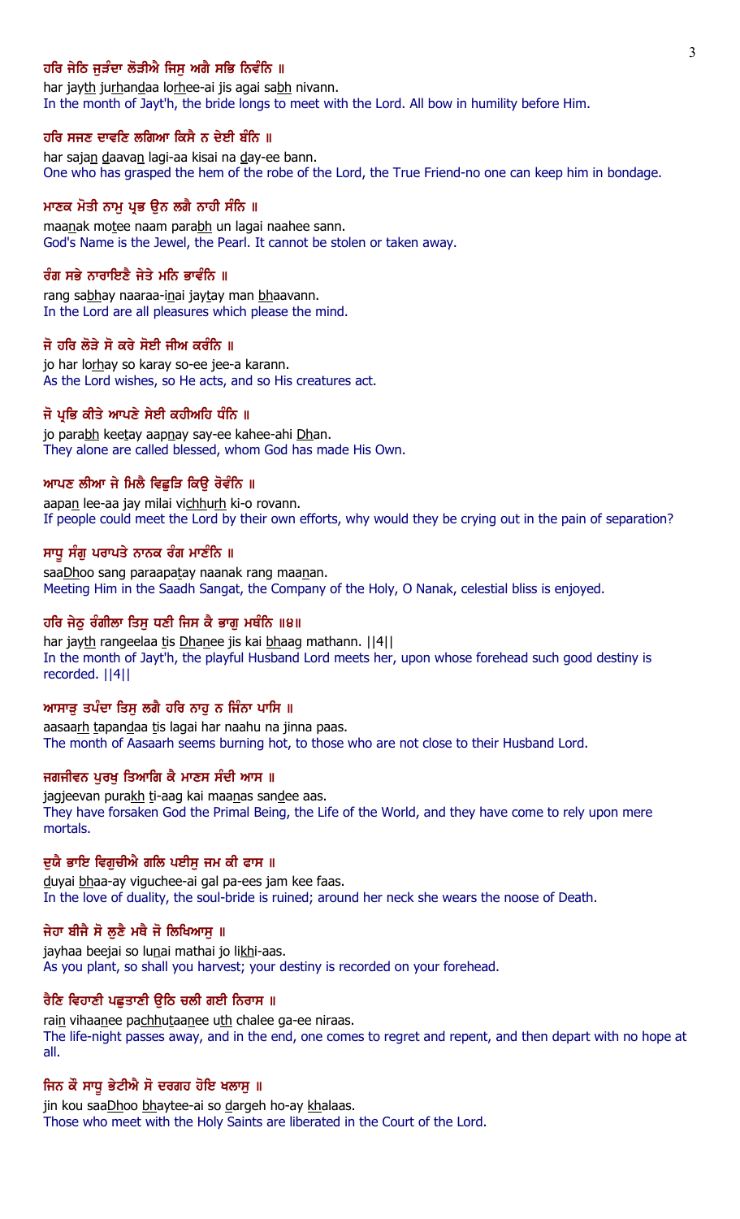**ਹਰਿ ਜੇਠਿ ਜੁੜੰਦਾ ਲੋੜੀਐ ਜਿਸੁ ਅਗੈ ਸਭਿ ਨਿਵੰਨਿ ॥**

har jayth jurhandaa lorhee-ai jis agai sabh nivann.

In the month of Jayt'h, the bride longs to meet with the Lord. All bow in humility before Him.

**ਹਰਿ ਸਜਣ ਦਾਵਣਿ ਲਗਿਆ ਕਿਸੈ ਨ ਦੇਈ ਬੰਨਿ ॥**

har sajan daavan lagi-aa kisai na day-ee bann.

One who has grasped the hem of the robe of the Lord, the True Friend-no one can keep him in bondage.

**ਮਾਣਕ ਮੋਤੀ ਨਾਮੁ ਪ੍ਰਭ ਉਨ ਲਗੈ ਨਾਹੀ ਸੰਨਿ ॥**

maanak motee naam parabh un lagai naahee sann.

God's Name is the Jewel, the Pearl. It cannot be stolen or taken away.

**ਰੰਗ ਸਭੇ ਨਾਰਾਇਣੈ ਜੇਤੇ ਮਨਿ ਭਾਵੰਨਿ ॥**

rang sabhay naaraa-inai jaytay man bhaavann.

In the Lord are all pleasures which please the mind.

**ਜੋ ਹਰਿ ਲੋੜੇ ਸੋ ਕਰੇ ਸੋਈ ਜੀਅ ਕਰੰਨਿ ॥**

jo har lorhay so karay so-ee jee-a karann.

As the Lord wishes, so He acts, and so His creatures act.

**ਜੋ ਪ੍ਰਭਿ ਕੀਤੇ ਆਪਣੇ ਸੇਈ ਕਹੀਅਹਿ ਧੰਨਿ ॥**

jo parabh keetay aapnay say-ee kahee-ahi Dhan.

They alone are called blessed, whom God has made His Own.

**ਆਪਣ ਲੀਆ ਜੇ ਮਿਲੈ ਵਿਛੁੜਿ ਕਿਉ ਰੋਵੰਨਿ ॥**

aapan lee-aa jay milai vichhurh ki-o rovann.

If people could meet the Lord by their own efforts, why would they be crying out in the pain of separation?

**ਸਾਧੂ ਸੰਗੁ ਪਰਾਪਤੇ ਨਾਨਕ ਰੰਗ ਮਾਣੰਨਿ ॥**

saaDhoo sang paraapatay naanak rang maanan.

Meeting Him in the Saadh Sangat, the Company of the Holy, O Nanak, celestial bliss is enjoyed.

**ਹਰਿ ਜੇਠੁ ਰੰਗੀਲਾ ਤਿਸੁ ਧਣੀ ਜਿਸ ਕੈ ਭਾਗੁ ਮਥੰਨਿ ॥੪॥**

har jayth rangeelaa tis Dhanee jis kai bhaag mathann. ||4||

In the month of Jayt'h, the playful Husband Lord meets her, upon whose forehead such good destiny is recorded. ||4||

**ਆਸਾੜੁ ਤਪੰਦਾ ਤਿਸੁ ਲਗੈ ਹਰਿ ਨਾਹੁ ਨ ਜਿੰਨਾ ਪਾਸਿ ॥**

aasaarh tapandaa tis lagai har naahu na jinna paas.

The month of Aasaarh seems burning hot, to those who are not close to their Husband Lord.

**ਜਗਜੀਵਨ ਪੁਰਖੁ ਤਿਆਗਿ ਕੈ ਮਾਣਸ ਸੰਦੀ ਆਸ ॥**

jagjeevan purakh ti-aag kai maanas sandee aas.

They have forsaken God the Primal Being, the Life of the World, and they have come to rely upon mere mortals.

**ਦੁਯੈ ਭਾਇ ਵਿਗੁਚੀਐ ਗਲਿ ਪਈਸੁ ਜਮ ਕੀ ਫਾਸ ॥**

duyai bhaa-ay viguchee-ai gal pa-ees jam kee faas.

In the love of duality, the soul-bride is ruined; around her neck she wears the noose of Death.

**ਜੇਹਾ ਬੀਜੈ ਸੋ ਲੁਣੈ ਮਥੈ ਜੋ ਲਿਖਿਆਸੁ ॥**

jayhaa beejai so lunai mathai jo likhi-aas.

As you plant, so shall you harvest; your destiny is recorded on your forehead.

**ਰੈਣਿ ਵਿਹਾਣੀ ਪਛੁਤਾਣੀ ਉਠਿ ਚਲੀ ਗਈ ਨਿਰਾਸ ॥**

rain vihaanee pachhutaanee uth chalee ga-ee niraas.

The life-night passes away, and in the end, one comes to regret and repent, and then depart with no hope at all.

**ਜਿਨ ਕੌ ਸਾਧੂ ਭੇਟੀਐ ਸੋ ਦਰਗਹ ਹੋਇ ਖਲਾਸੁ ॥**

jin kou saaDhoo bhaytee-ai so dargeh ho-ay khalaas.

Those who meet with the Holy Saints are liberated in the Court of the Lord.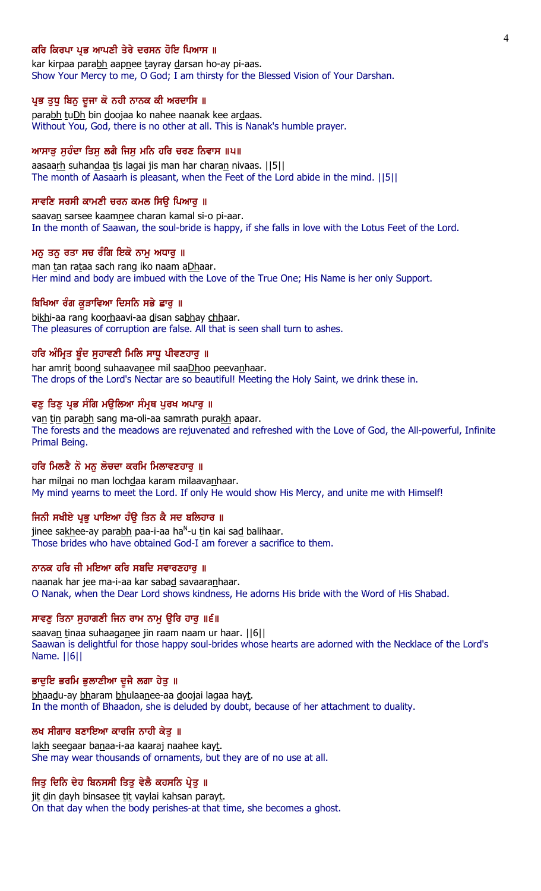ਕਰਿ ਕਿਰਪਾ ਪ੍ਰਭ ਆਪਣੀ ਤੇਰੇ ਦਰਸਨ ਹੋਇ ਪਿਆਸ ॥

kar kirpaa parabh aapnee tayray darsan ho-ay pi-aas.

Show Your Mercy to me, O God; I am thirsty for the Blessed Vision of Your Darshan.

ਪ੍ਰਭ ਤੁਧੁ ਬਿਨੁ ਦੂਜਾ ਕੋ ਨਹੀ ਨਾਨਕ ਕੀ ਅਰਦਾਸਿ ॥

parabh tuDh bin doojaa ko nahee naanak kee ardaas.

Without You, God, there is no other at all. This is Nanak's humble prayer.

ਆਸਾੜੁ ਸੁਹੰਦਾ ਤਿਸੁ ਲਗੈ ਜਿਸੁ ਮਨਿ ਹਰਿ ਚਰਣ ਨਿਵਾਸ ॥੫॥

aasaarh suhandaa tis lagai jis man har charan nivaas. ||5||

The month of Aasaarh is pleasant, when the Feet of the Lord abide in the mind. ||5||

ਸਾਵਣਿ ਸਰਸੀ ਕਾਮਣੀ ਚਰਨ ਕਮਲ ਸਿਉ ਪਿਆਰੁ ॥

saavan sarsee kaamnee charan kamal si-o pi-aar.

In the month of Saawan, the soul-bride is happy, if she falls in love with the Lotus Feet of the Lord.

ਮਨੁ ਤਨੁ ਰਤਾ ਸਚ ਰੰਗਿ ਇਕੋ ਨਾਮੁ ਅਧਾਰੁ ॥

man tan rataa sach rang iko naam aDhaar.

Her mind and body are imbued with the Love of the True One; His Name is her only Support.

ਬਿਖਿਆ ਰੰਗ ਕੂੜਾਵਿਆ ਦਿਸਨਿ ਸਭੇ ਛਾਰੁ ॥

bikhi-aa rang koorhaavi-aa disan sabhay chhaar.

The pleasures of corruption are false. All that is seen shall turn to ashes.

ਹਰਿ ਅੰਮ੍ਰਿਤ ਬੂੰਦ ਸੁਹਾਵਣੀ ਮਿਲਿ ਸਾਧੂ ਪੀਵਣਹਾਰੁ ॥

har amrit boond suhaavanee mil saaDhoo peevanhaar.

The drops of the Lord's Nectar are so beautiful! Meeting the Holy Saint, we drink these in.

ਵਣੁ ਤਿਣੁ ਪ੍ਰਭ ਸੰਗਿ ਮਉਲਿਆ ਸੰਮ੍ਰਥ ਪੁਰਖ ਅਪਾਰੁ ॥

van tin parabh sang ma-oli-aa samrath purakh apaar.

The forests and the meadows are rejuvenated and refreshed with the Love of God, the All-powerful, Infinite Primal Being.

ਹਰਿ ਮਿਲਣੈ ਨੋ ਮਨੁ ਲੋਚਦਾ ਕਰਮਿ ਮਿਲਾਵਣਹਾਰੁ ॥

har milnai no man lochdaa karam milaavanhaar.

My mind yearns to meet the Lord. If only He would show His Mercy, and unite me with Himself!

ਜਿਨੀ ਸਖੀਏ ਪ੍ਰਭੁ ਪਾਇਆ ਹੰਉ ਤਿਨ ਕੈ ਸਦ ਬਲਿਹਾਰ ॥

jinee sakhee-ay parabh paa-i-aa ha$^N$-u tin kai sad balihaar.

Those brides who have obtained God-I am forever a sacrifice to them.

ਨਾਨਕ ਹਰਿ ਜੀ ਮਇਆ ਕਰਿ ਸਬਦਿ ਸਵਾਰਣਹਾਰੁ ॥

naanak har jee ma-i-aa kar sabad savaaranhaar.

O Nanak, when the Dear Lord shows kindness, He adorns His bride with the Word of His Shabad.

ਸਾਵਣੁ ਤਿਨਾ ਸੁਹਾਗਣੀ ਜਿਨ ਰਾਮ ਨਾਮੁ ਉਰਿ ਹਾਰੁ ॥੬॥

saavan tinaa suhaaganee jin raam naam ur haar. ||6||

Saawan is delightful for those happy soul-brides whose hearts are adorned with the Necklace of the Lord's Name. ||6||

ਭਾਦੁਇ ਭਰਮਿ ਭੁਲਾਣੀਆ ਦੂਜੈ ਲਗਾ ਹੇਤੁ ॥

bhaadu-ay bharam bhulaanee-aa doojai lagaa hayt.

In the month of Bhaadon, she is deluded by doubt, because of her attachment to duality.

ਲਖ ਸੀਗਾਰ ਬਣਾਇਆ ਕਾਰਜਿ ਨਾਹੀ ਕੇਤੁ ॥

lakh seegaar banaa-i-aa kaaraj naahee kayt.

She may wear thousands of ornaments, but they are of no use at all.

ਜਿਤੁ ਦਿਨਿ ਦੇਹ ਬਿਨਸਸੀ ਤਿਤੁ ਵੇਲੈ ਕਹਸਨਿ ਪ੍ਰੇਤੁ ॥

jit din dayh binsasee tit vaylai kahsan parayt.

On that day when the body perishes-at that time, she becomes a ghost.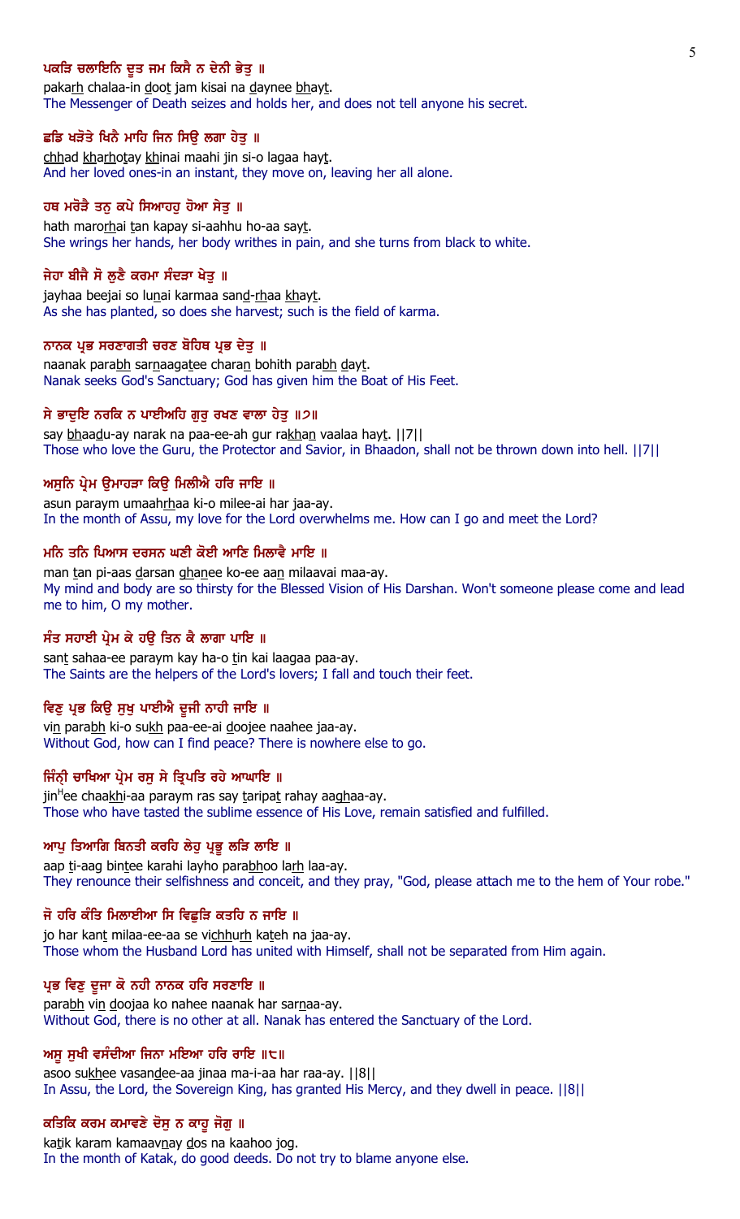**ਪਕੜਿ ਚਲਾਇਨਿ ਦੂਤ ਜਮ ਕਿਸੈ ਨ ਦੇਨੀ ਭੇਤੁ ॥**

pakarh chalaa-in doot jam kisai na daynee bhayt.

The Messenger of Death seizes and holds her, and does not tell anyone his secret.

**ਛਡਿ ਖੜੋਤੇ ਖਿਨੈ ਮਾਹਿ ਜਿਨ ਸਿਉ ਲਗਾ ਹੇਤੁ ॥**

chhad kharhotay khinai maahi jin si-o lagaa hayt.

And her loved ones-in an instant, they move on, leaving her all alone.

**ਹਥ ਮਰੋੜੈ ਤਨੁ ਕਪੇ ਸਿਆਹਹੁ ਹੋਆ ਸੇਤੁ ॥**

hath marorhai tan kapay si-aahhu ho-aa sayt.

She wrings her hands, her body writhes in pain, and she turns from black to white.

**ਜੇਹਾ ਬੀਜੈ ਸੋ ਲੁਣੈ ਕਰਮਾ ਸੰਦੜਾ ਖੇਤੁ ॥**

jayhaa beejai so lunai karmaa sand-rhaa khayt.

As she has planted, so does she harvest; such is the field of karma.

**ਨਾਨਕ ਪ੍ਰਭ ਸਰਣਾਗਤੀ ਚਰਣ ਬੋਹਿਥ ਪ੍ਰਭ ਦੇਤੁ ॥**

naanak parabh sarnaagatee charan bohith parabh dayt.

Nanak seeks God's Sanctuary; God has given him the Boat of His Feet.

**ਸੇ ਭਾਦੁਇ ਨਰਕਿ ਨ ਪਾਈਅਹਿ ਗੁਰੁ ਰਖਣ ਵਾਲਾ ਹੇਤੁ ॥੭॥**

say bhaadu-ay narak na paa-ee-ah gur rakhan vaalaa hayt. ||7||

Those who love the Guru, the Protector and Savior, in Bhaadon, shall not be thrown down into hell. ||7||

**ਅਸੁਨਿ ਪ੍ਰੇਮ ਉਮਾਹੜਾ ਕਿਉ ਮਿਲੀਐ ਹਰਿ ਜਾਇ ॥**

asun paraym umaahrhaa ki-o milee-ai har jaa-ay.

In the month of Assu, my love for the Lord overwhelms me. How can I go and meet the Lord?

**ਮਨਿ ਤਨਿ ਪਿਆਸ ਦਰਸਨ ਘਣੀ ਕੋਈ ਆਣਿ ਮਿਲਾਵੈ ਮਾਇ ॥**

man tan pi-aas darsan ghanee ko-ee aan milaavai maa-ay.

My mind and body are so thirsty for the Blessed Vision of His Darshan. Won't someone please come and lead me to him, O my mother.

**ਸੰਤ ਸਹਾਈ ਪ੍ਰੇਮ ਕੇ ਹਉ ਤਿਨ ਕੈ ਲਾਗਾ ਪਾਇ ॥**

sant sahaa-ee paraym kay ha-o tin kai laagaa paa-ay.

The Saints are the helpers of the Lord's lovers; I fall and touch their feet.

**ਵਿਣੁ ਪ੍ਰਭ ਕਿਉ ਸੁਖੁ ਪਾਈਐ ਦੂਜੀ ਨਾਹੀ ਜਾਇ ॥**

vin parabh ki-o sukh paa-ee-ai doojee naahee jaa-ay.

Without God, how can I find peace? There is nowhere else to go.

**ਜਿੰਨ੍ਹੀ ਚਾਖਿਆ ਪ੍ਰੇਮ ਰਸੁ ਸੇ ਤ੍ਰਿਪਤਿ ਰਹੇ ਆਘਾਇ ॥**

jinHee chaakhi-aa paraym ras say taripat rahay aaghaa-ay.

Those who have tasted the sublime essence of His Love, remain satisfied and fulfilled.

**ਆਪੁ ਤਿਆਗਿ ਬਿਨਤੀ ਕਰਹਿ ਲੇਹੁ ਪ੍ਰਭੂ ਲੜਿ ਲਾਇ ॥**

aap ti-aag bintee karahi layho parabhoo larh laa-ay.

They renounce their selfishness and conceit, and they pray, "God, please attach me to the hem of Your robe."

**ਜੋ ਹਰਿ ਕੰਤਿ ਮਿਲਾਈਆ ਸਿ ਵਿਛੁੜਿ ਕਤਹਿ ਨ ਜਾਇ ॥**

jo har kant milaa-ee-aa se vichhurh kateh na jaa-ay.

Those whom the Husband Lord has united with Himself, shall not be separated from Him again.

**ਪ੍ਰਭ ਵਿਣੁ ਦੂਜਾ ਕੋ ਨਹੀ ਨਾਨਕ ਹਰਿ ਸਰਣਾਇ ॥**

parabh vin doojaa ko nahee naanak har sarnaa-ay.

Without God, there is no other at all. Nanak has entered the Sanctuary of the Lord.

**ਅਸੂ ਸੁਖੀ ਵਸੰਦੀਆ ਜਿਨਾ ਮਇਆ ਹਰਿ ਰਾਇ ॥੮॥**

asoo sukhee vasandee-aa jinaa ma-i-aa har raa-ay. ||8||

In Assu, the Lord, the Sovereign King, has granted His Mercy, and they dwell in peace. ||8||

**ਕਤਿਕਿ ਕਰਮ ਕਮਾਵਣੇ ਦੋਸੁ ਨ ਕਾਹੂ ਜੋਗੁ ॥**

katik karam kamaavnay dos na kaahoo jog.

In the month of Katak, do good deeds. Do not try to blame anyone else.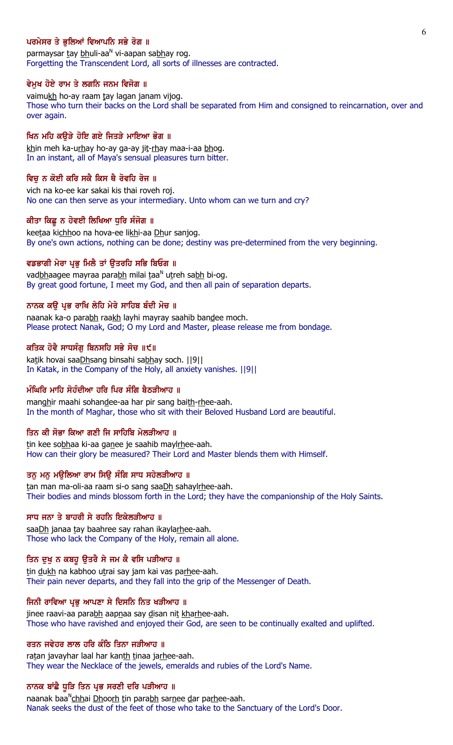ਪਰਮੇਸਰ ਤੇ ਭੁਲਿਆਂ ਵਿਆਪਨਿ ਸਭੇ ਰੋਗ ॥

parmaysar tay bhuli-aaN vi-aapan sabhay rog.

Forgetting the Transcendent Lord, all sorts of illnesses are contracted.

ਵੇਮੁਖ ਹੋਏ ਰਾਮ ਤੇ ਲਗਨਿ ਜਨਮ ਵਿਜੋਗ ॥

vaimukh ho-ay raam tay lagan janam vijog.

Those who turn their backs on the Lord shall be separated from Him and consigned to reincarnation, over and over again.

ਖਿਨ ਮਹਿ ਕਉੜੇ ਹੋਇ ਗਏ ਜਿਤੜੇ ਮਾਇਆ ਭੋਗ ॥

khin meh ka-urhay ho-ay ga-ay jit-rhay maa-i-aa bhog.

In an instant, all of Maya's sensual pleasures turn bitter.

ਵਿਚੁ ਨ ਕੋਈ ਕਰਿ ਸਕੈ ਕਿਸ ਥੈ ਰੋਵਹਿ ਰੋਜ ॥

vich na ko-ee kar sakai kis thai roveh roj.

No one can then serve as your intermediary. Unto whom can we turn and cry?

ਕੀਤਾ ਕਿਛੂ ਨ ਹੋਵਈ ਲਿਖਿਆ ਧੁਰਿ ਸੰਜੋਗ ॥

keetaa kichhoo na hova-ee likhi-aa Dhur sanjog.

By one's own actions, nothing can be done; destiny was pre-determined from the very beginning.

ਵਡਭਾਗੀ ਮੇਰਾ ਪ੍ਰਭੁ ਮਿਲੈ ਤਾਂ ਉਤਰਹਿ ਸਭਿ ਬਿਓਗ ॥

vadbhaagee mayraa parabh milai taaN utreh sabh bi-og.

By great good fortune, I meet my God, and then all pain of separation departs.

ਨਾਨਕ ਕਉ ਪ੍ਰਭ ਰਾਖਿ ਲੇਹਿ ਮੇਰੇ ਸਾਹਿਬ ਬੰਦੀ ਮੋਚ ॥

naanak ka-o parabh raakh layhi mayray saahib bandee moch.

Please protect Nanak, God; O my Lord and Master, please release me from bondage.

ਕਤਿਕ ਹੋਵੈ ਸਾਧਸੰਗੁ ਬਿਨਸਹਿ ਸਭੇ ਸੋਚ ॥੯॥

katik hovai saaDhsang binsahi sabhay soch. ||9||

In Katak, in the Company of the Holy, all anxiety vanishes. ||9||

ਮੰਘਿਰਿ ਮਾਹਿ ਸੋਹੰਦੀਆ ਹਰਿ ਪਿਰ ਸੰਗਿ ਬੈਠੜੀਆਹ ॥

manghir maahi sohandee-aa har pir sang baith-rhee-aah.

In the month of Maghar, those who sit with their Beloved Husband Lord are beautiful.

ਤਿਨ ਕੀ ਸੋਭਾ ਕਿਆ ਗਣੀ ਜਿ ਸਾਹਿਬਿ ਮੇਲੜੀਆਹ ॥

tin kee sobhaa ki-aa ganee je saahib maylrhee-aah.

How can their glory be measured? Their Lord and Master blends them with Himself.

ਤਨੁ ਮਨੁ ਮਉਲਿਆ ਰਾਮ ਸਿਉ ਸੰਗਿ ਸਾਧ ਸਹੇਲੜੀਆਹ ॥

tan man ma-oli-aa raam si-o sang saaDh sahaylrhee-aah.

Their bodies and minds blossom forth in the Lord; they have the companionship of the Holy Saints.

ਸਾਧ ਜਨਾ ਤੇ ਬਾਹਰੀ ਸੇ ਰਹਨਿ ਇਕੇਲੜੀਆਹ ॥

saaDh janaa tay baahree say rahan ikaylarhee-aah.

Those who lack the Company of the Holy, remain all alone.

ਤਿਨ ਦੁਖੁ ਨ ਕਬਹੂ ਉਤਰੈ ਸੇ ਜਮ ਕੈ ਵਸਿ ਪੜੀਆਹ ॥

tin dukh na kabhoo utrai say jam kai vas parhee-aah.

Their pain never departs, and they fall into the grip of the Messenger of Death.

ਜਿਨੀ ਰਾਵਿਆ ਪ੍ਰਭੁ ਆਪਣਾ ਸੇ ਦਿਸਨਿ ਨਿਤ ਖੜੀਆਹ ॥

jinee raavi-aa parabh aapnaa say disan nit kharhee-aah.

Those who have ravished and enjoyed their God, are seen to be continually exalted and uplifted.

ਰਤਨ ਜਵੇਹਰ ਲਾਲ ਹਰਿ ਕੰਠਿ ਤਿਨਾ ਜੜੀਆਹ ॥

ratan javayhar laal har kanth tinaa jarhee-aah.

They wear the Necklace of the jewels, emeralds and rubies of the Lord's Name.

ਨਾਨਕ ਬਾਂਛੈ ਧੂੜਿ ਤਿਨ ਪ੍ਰਭ ਸਰਣੀ ਦਰਿ ਪੜੀਆਹ ॥

naanak baaNchhai Dhoorh tin parabh sarnee dar parhee-aah.

Nanak seeks the dust of the feet of those who take to the Sanctuary of the Lord's Door.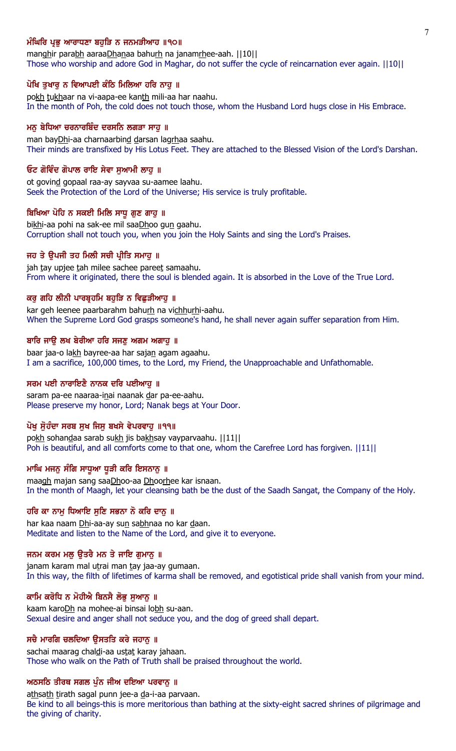**ਮੰਘਿਰਿ ਪ੍ਰਭੁ ਆਰਾਧਣਾ ਬਹੁੜਿ ਨ ਜਨਮੜੀਆਹ ॥੧੦॥**

manghir parabh aaraaDhanaa bahurh na janamrhee-aah. ||10||

Those who worship and adore God in Maghar, do not suffer the cycle of reincarnation ever again. ||10||

**ਪੋਖਿ ਤੁਖਾਰੁ ਨ ਵਿਆਪਈ ਕੰਠਿ ਮਿਲਿਆ ਹਰਿ ਨਾਹੁ ॥**

pokh tukhaar na vi-aapa-ee kanth mili-aa har naahu.

In the month of Poh, the cold does not touch those, whom the Husband Lord hugs close in His Embrace.

**ਮਨੁ ਬੇਧਿਆ ਚਰਨਾਰਬਿੰਦ ਦਰਸਨਿ ਲਗੜਾ ਸਾਹੁ ॥**

man bayDhi-aa charnaarbind darsan lagrhaa saahu.

Their minds are transfixed by His Lotus Feet. They are attached to the Blessed Vision of the Lord's Darshan.

**ਓਟ ਗੋਵਿੰਦ ਗੋਪਾਲ ਰਾਇ ਸੇਵਾ ਸੁਆਮੀ ਲਾਹੁ ॥**

ot govind gopaal raa-ay sayvaa su-aamee laahu.

Seek the Protection of the Lord of the Universe; His service is truly profitable.

**ਬਿਖਿਆ ਪੋਹਿ ਨ ਸਕਈ ਮਿਲਿ ਸਾਧੂ ਗੁਣ ਗਾਹੁ ॥**

bikhi-aa pohi na sak-ee mil saaDhoo gun gaahu.

Corruption shall not touch you, when you join the Holy Saints and sing the Lord's Praises.

**ਜਹ ਤੇ ਉਪਜੀ ਤਹ ਮਿਲੀ ਸਚੀ ਪ੍ਰੀਤਿ ਸਮਾਹੁ ॥**

jah tay upjee tah milee sachee pareet samaahu.

From where it originated, there the soul is blended again. It is absorbed in the Love of the True Lord.

**ਕਰੁ ਗਹਿ ਲੀਨੀ ਪਾਰਬ੍ਰਹਮਿ ਬਹੁੜਿ ਨ ਵਿਛੁੜੀਆਹੁ ॥**

kar geh leenee paarbarahm bahurh na vichhurhi-aahu.

When the Supreme Lord God grasps someone's hand, he shall never again suffer separation from Him.

**ਬਾਰਿ ਜਾਉ ਲਖ ਬੇਰੀਆ ਹਰਿ ਸਜਣੁ ਅਗਮ ਅਗਾਹੁ ॥**

baar jaa-o lakh bayree-aa har sajan agam agaahu.

I am a sacrifice, 100,000 times, to the Lord, my Friend, the Unapproachable and Unfathomable.

**ਸਰਮ ਪਈ ਨਾਰਾਇਣੈ ਨਾਨਕ ਦਰਿ ਪਈਆਹੁ ॥**

saram pa-ee naaraa-inai naanak dar pa-ee-aahu.

Please preserve my honor, Lord; Nanak begs at Your Door.

**ਪੋਖੁ ਸੋੁਹੰਦਾ ਸਰਬ ਸੁਖ ਜਿਸੁ ਬਖਸੇ ਵੇਪਰਵਾਹੁ ॥੧੧॥**

pokh sohandaa sarab sukh jis bakhsay vayparvaahu. ||11||

Poh is beautiful, and all comforts come to that one, whom the Carefree Lord has forgiven. ||11||

**ਮਾਘਿ ਮਜਨੁ ਸੰਗਿ ਸਾਧੂਆ ਧੂੜੀ ਕਰਿ ਇਸਨਾਨੁ ॥**

maagh majan sang saaDhoo-aa Dhoorhee kar isnaan.

In the month of Maagh, let your cleansing bath be the dust of the Saadh Sangat, the Company of the Holy.

**ਹਰਿ ਕਾ ਨਾਮੁ ਧਿਆਇ ਸੁਣਿ ਸਭਨਾ ਨੋ ਕਰਿ ਦਾਨੁ ॥**

har kaa naam Dhi-aa-ay sun sabhnaa no kar daan.

Meditate and listen to the Name of the Lord, and give it to everyone.

**ਜਨਮ ਕਰਮ ਮਲੁ ਉਤਰੈ ਮਨ ਤੇ ਜਾਇ ਗੁਮਾਨੁ ॥**

janam karam mal utrai man tay jaa-ay gumaan.

In this way, the filth of lifetimes of karma shall be removed, and egotistical pride shall vanish from your mind.

**ਕਾਮਿ ਕਰੋਧਿ ਨ ਮੋਹੀਐ ਬਿਨਸੈ ਲੋਭੁ ਸੁਆਨੁ ॥**

kaam karoDh na mohee-ai binsai lobh su-aan.

Sexual desire and anger shall not seduce you, and the dog of greed shall depart.

**ਸਚੈ ਮਾਰਗਿ ਚਲਦਿਆ ਉਸਤਤਿ ਕਰੇ ਜਹਾਨੁ ॥**

sachai maarag chaldi-aa ustat karay jahaan.

Those who walk on the Path of Truth shall be praised throughout the world.

**ਅਠਸਠਿ ਤੀਰਥ ਸਗਲ ਪੁੰਨ ਜੀਅ ਦਇਆ ਪਰਵਾਨੁ ॥**

athsath tirath sagal punn jee-a da-i-aa parvaan.

Be kind to all beings-this is more meritorious than bathing at the sixty-eight sacred shrines of pilgrimage and the giving of charity.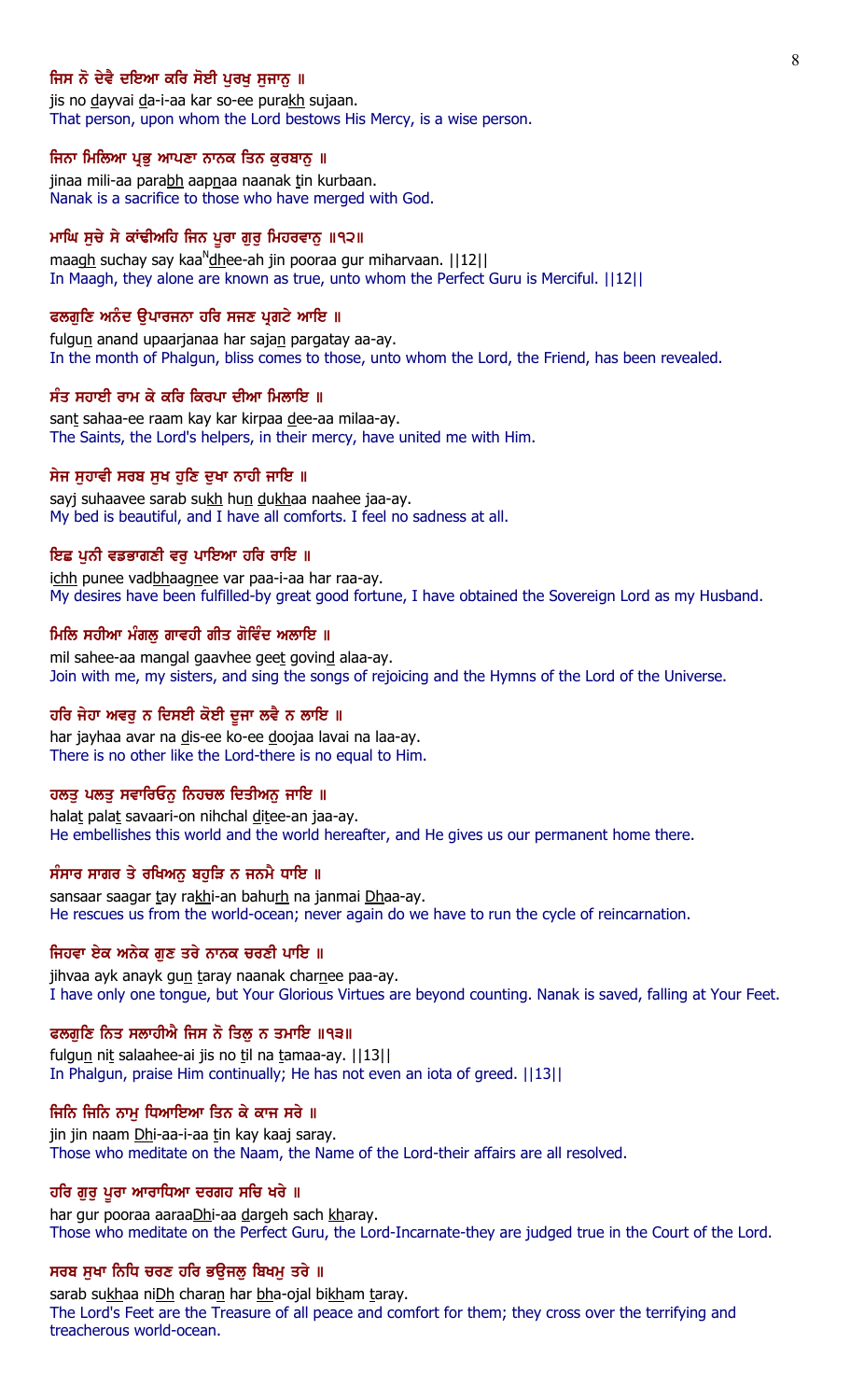**ਜਿਸ ਨੋ ਦੇਵੈ ਦਇਆ ਕਰਿ ਸੋਈ ਪੁਰਖੁ ਸੁਜਾਨੁ ॥**

jis no dayvai da-i-aa kar so-ee purakh sujaan.

That person, upon whom the Lord bestows His Mercy, is a wise person.

**ਜਿਨਾ ਮਿਲਿਆ ਪ੍ਰਭੁ ਆਪਣਾ ਨਾਨਕ ਤਿਨ ਕੁਰਬਾਨੁ ॥**

jinaa mili-aa parabh aapnaa naanak tin kurbaan.

Nanak is a sacrifice to those who have merged with God.

**ਮਾਘਿ ਸੁਚੇ ਸੇ ਕਾਂਢੀਅਹਿ ਜਿਨ ਪੂਰਾ ਗੁਰੁ ਮਿਹਰਵਾਨੁ ॥੧੨॥**

maagh suchay say kaaNdhee-ah jin pooraa gur miharvaan. ||12||

In Maagh, they alone are known as true, unto whom the Perfect Guru is Merciful. ||12||

**ਫਲਗੁਣਿ ਅਨੰਦ ਉਪਾਰਜਨਾ ਹਰਿ ਸਜਣ ਪ੍ਰਗਟੇ ਆਇ ॥**

fulgun anand upaarjanaa har sajan pargatay aa-ay.

In the month of Phalgun, bliss comes to those, unto whom the Lord, the Friend, has been revealed.

**ਸੰਤ ਸਹਾਈ ਰਾਮ ਕੇ ਕਰਿ ਕਿਰਪਾ ਦੀਆ ਮਿਲਾਇ ॥**

sant sahaa-ee raam kay kar kirpaa dee-aa milaa-ay.

The Saints, the Lord's helpers, in their mercy, have united me with Him.

**ਸੇਜ ਸੁਹਾਵੀ ਸਰਬ ਸੁਖ ਹੁਣਿ ਦੁਖਾ ਨਾਹੀ ਜਾਇ ॥**

sayj suhaavee sarab sukh hun dukhaa naahee jaa-ay.

My bed is beautiful, and I have all comforts. I feel no sadness at all.

**ਇਛ ਪੁਨੀ ਵਡਭਾਗਣੀ ਵਰੁ ਪਾਇਆ ਹਰਿ ਰਾਇ ॥**

ichh punee vadbhaagnee var paa-i-aa har raa-ay.

My desires have been fulfilled-by great good fortune, I have obtained the Sovereign Lord as my Husband.

**ਮਿਲਿ ਸਹੀਆ ਮੰਗਲੁ ਗਾਵਹੀ ਗੀਤ ਗੋਵਿੰਦ ਅਲਾਇ ॥**

mil sahee-aa mangal gaavhee geet govind alaa-ay.

Join with me, my sisters, and sing the songs of rejoicing and the Hymns of the Lord of the Universe.

**ਹਰਿ ਜੇਹਾ ਅਵਰੁ ਨ ਦਿਸਈ ਕੋਈ ਦੂਜਾ ਲਵੈ ਨ ਲਾਇ ॥**

har jayhaa avar na dis-ee ko-ee doojaa lavai na laa-ay.

There is no other like the Lord-there is no equal to Him.

**ਹਲਤੁ ਪਲਤੁ ਸਵਾਰਿਓਨੁ ਨਿਹਚਲ ਦਿਤੀਅਨੁ ਜਾਇ ॥**

halat palat savaari-on nihchal ditee-an jaa-ay.

He embellishes this world and the world hereafter, and He gives us our permanent home there.

**ਸੰਸਾਰ ਸਾਗਰ ਤੇ ਰਖਿਅਨੁ ਬਹੁੜਿ ਨ ਜਨਮੈ ਧਾਇ ॥**

sansaar saagar tay rakhi-an bahurh na janmai Dhaa-ay.

He rescues us from the world-ocean; never again do we have to run the cycle of reincarnation.

**ਜਿਹਵਾ ਏਕ ਅਨੇਕ ਗੁਣ ਤਰੇ ਨਾਨਕ ਚਰਣੀ ਪਾਇ ॥**

jihvaa ayk anayk gun taray naanak charnee paa-ay.

I have only one tongue, but Your Glorious Virtues are beyond counting. Nanak is saved, falling at Your Feet.

**ਫਲਗੁਣਿ ਨਿਤ ਸਲਾਹੀਐ ਜਿਸ ਨੋ ਤਿਲੁ ਨ ਤਮਾਇ ॥੧੩॥**

fulgun nit salaahee-ai jis no til na tamaa-ay. ||13||

In Phalgun, praise Him continually; He has not even an iota of greed. ||13||

**ਜਿਨਿ ਜਿਨਿ ਨਾਮੁ ਧਿਆਇਆ ਤਿਨ ਕੇ ਕਾਜ ਸਰੇ ॥**

jin jin naam Dhi-aa-i-aa tin kay kaaj saray.

Those who meditate on the Naam, the Name of the Lord-their affairs are all resolved.

**ਹਰਿ ਗੁਰੁ ਪੂਰਾ ਆਰਾਧਿਆ ਦਰਗਹ ਸਚਿ ਖਰੇ ॥**

har gur pooraa aaraaDhi-aa dargeh sach kharay.

Those who meditate on the Perfect Guru, the Lord-Incarnate-they are judged true in the Court of the Lord.

**ਸਰਬ ਸੁਖਾ ਨਿਧਿ ਚਰਣ ਹਰਿ ਭਉਜਲੁ ਬਿਖਮੁ ਤਰੇ ॥**

sarab sukhaa niDh charan har bha-ojal bikham taray.

The Lord's Feet are the Treasure of all peace and comfort for them; they cross over the terrifying and treacherous world-ocean.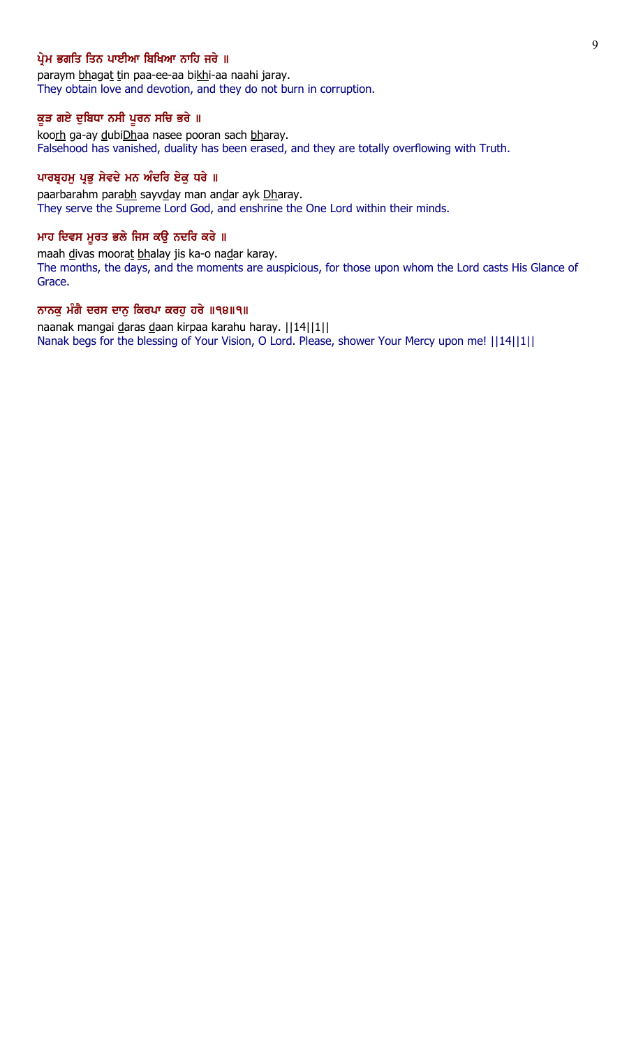**ਪ੍ਰੇਮ ਭਗਤਿ ਤਿਨ ਪਾਈਆ ਬਿਖਿਆ ਨਾਹਿ ਜਰੇ ॥**

paraym bhagat tin paa-ee-aa bikhi-aa naahi jaray.

They obtain love and devotion, and they do not burn in corruption.

**ਕੂੜ ਗਏ ਦੁਬਿਧਾ ਨਸੀ ਪੂਰਨ ਸਚਿ ਭਰੇ ॥**

koorh ga-ay dubiDhaa nasee pooran sach bharay.

Falsehood has vanished, duality has been erased, and they are totally overflowing with Truth.

**ਪਾਰਬ੍ਰਹਮੁ ਪ੍ਰਭੁ ਸੇਵਦੇ ਮਨ ਅੰਦਰਿ ਏਕੁ ਧਰੇ ॥**

paarbarahm parabh sayvday man andar ayk Dharay.

They serve the Supreme Lord God, and enshrine the One Lord within their minds.

**ਮਾਹ ਦਿਵਸ ਮੂਰਤ ਭਲੇ ਜਿਸ ਕਉ ਨਦਰਿ ਕਰੇ ॥**

maah divas moorat bhalay jis ka-o nadar karay.

The months, the days, and the moments are auspicious, for those upon whom the Lord casts His Glance of Grace.

**ਨਾਨਕੁ ਮੰਗੈ ਦਰਸ ਦਾਨੁ ਕਿਰਪਾ ਕਰਹੁ ਹਰੇ ॥੧੪॥੧॥**

naanak mangai daras daan kirpaa karahu haray. ||14||1||

Nanak begs for the blessing of Your Vision, O Lord. Please, shower Your Mercy upon me! ||14||1||